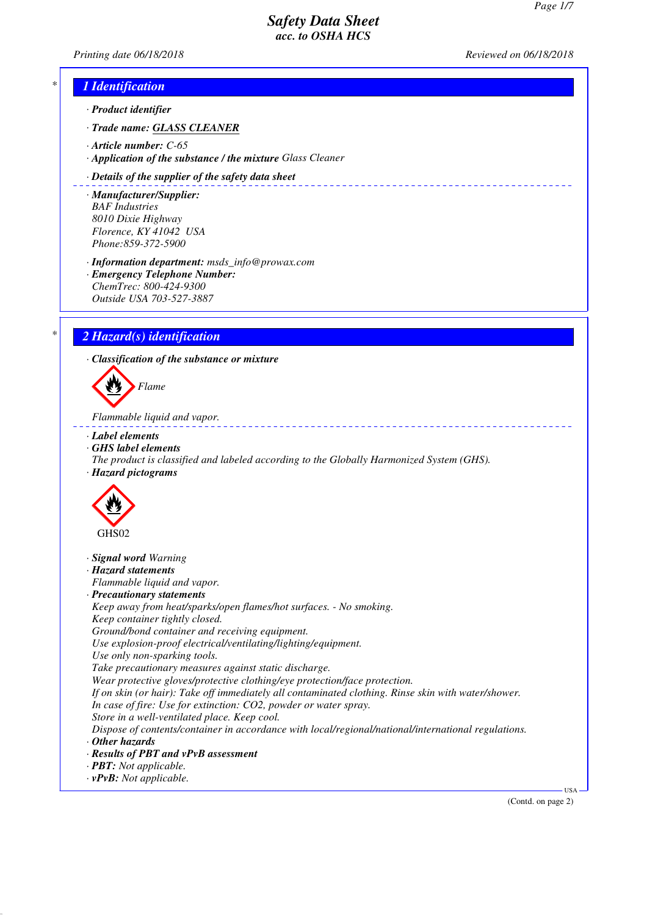# Safety Data Sheet
## acc. to OSHA HCS

Printing date 06/18/2018 Reviewed on 06/18/2018

## 1 Identification

· **Product identifier**

· **Trade name: GLASS CLEANER**

· **Article number:** C-65

· **Application of the substance / the mixture** Glass Cleaner

· **Details of the supplier of the safety data sheet**

· **Manufacturer/Supplier:**
BAF Industries
8010 Dixie Highway
Florence, KY 41042 USA
Phone:859-372-5900

· **Information department:** msds_info@prowax.com

· **Emergency Telephone Number:**
ChemTrec: 800-424-9300
Outside USA 703-527-3887

## 2 Hazard(s) identification

· **Classification of the substance or mixture**

Flame

Flammable liquid and vapor.

· **Label elements**

· **GHS label elements**
The product is classified and labeled according to the Globally Harmonized System (GHS).

· **Hazard pictograms**

GHS02

· **Signal word** Warning

· **Hazard statements**
Flammable liquid and vapor.

· **Precautionary statements**
Keep away from heat/sparks/open flames/hot surfaces. - No smoking.
Keep container tightly closed.
Ground/bond container and receiving equipment.
Use explosion-proof electrical/ventilating/lighting/equipment.
Use only non-sparking tools.
Take precautionary measures against static discharge.
Wear protective gloves/protective clothing/eye protection/face protection.
If on skin (or hair): Take off immediately all contaminated clothing. Rinse skin with water/shower.
In case of fire: Use for extinction: $CO_2$, powder or water spray.
Store in a well-ventilated place. Keep cool.
Dispose of contents/container in accordance with local/regional/national/international regulations.

· **Other hazards**

· **Results of PBT and vPvB assessment**

· **PBT:** Not applicable.

· **vPvB:** Not applicable.

(Contd. on page 2)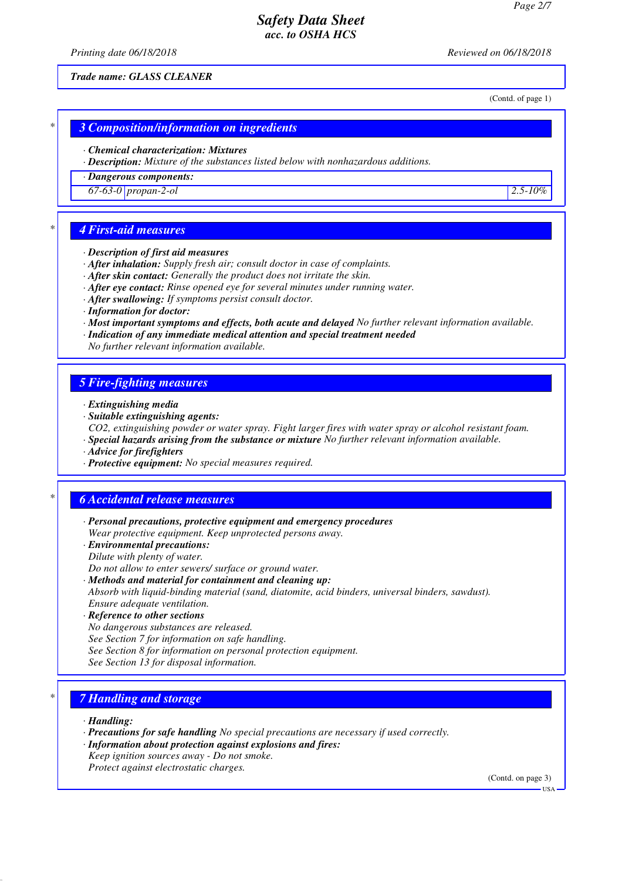**Trade name: GLASS CLEANER**

(Contd. of page 1)

## 3 Composition/information on ingredients

· **Chemical characterization: Mixtures**
· **Description:** Mixture of the substances listed below with nonhazardous additions.

| · Dangerous components: | | |
|---|---|---|
| 67-63-0 | propan-2-ol | 2.5-10% |

## 4 First-aid measures

· **Description of first aid measures**
· **After inhalation:** Supply fresh air; consult doctor in case of complaints.
· **After skin contact:** Generally the product does not irritate the skin.
· **After eye contact:** Rinse opened eye for several minutes under running water.
· **After swallowing:** If symptoms persist consult doctor.
· **Information for doctor:**
· **Most important symptoms and effects, both acute and delayed** No further relevant information available.
· **Indication of any immediate medical attention and special treatment needed**
No further relevant information available.

## 5 Fire-fighting measures

· **Extinguishing media**
· **Suitable extinguishing agents:**
$CO_2$, extinguishing powder or water spray. Fight larger fires with water spray or alcohol resistant foam.
· **Special hazards arising from the substance or mixture** No further relevant information available.
· **Advice for firefighters**
· **Protective equipment:** No special measures required.

## 6 Accidental release measures

· **Personal precautions, protective equipment and emergency procedures**
Wear protective equipment. Keep unprotected persons away.
· **Environmental precautions:**
Dilute with plenty of water.
Do not allow to enter sewers/ surface or ground water.
· **Methods and material for containment and cleaning up:**
Absorb with liquid-binding material (sand, diatomite, acid binders, universal binders, sawdust).
Ensure adequate ventilation.
· **Reference to other sections**
No dangerous substances are released.
See Section 7 for information on safe handling.
See Section 8 for information on personal protection equipment.
See Section 13 for disposal information.

## 7 Handling and storage

· **Handling:**
· **Precautions for safe handling** No special precautions are necessary if used correctly.
· **Information about protection against explosions and fires:**
Keep ignition sources away - Do not smoke.
Protect against electrostatic charges.

(Contd. on page 3)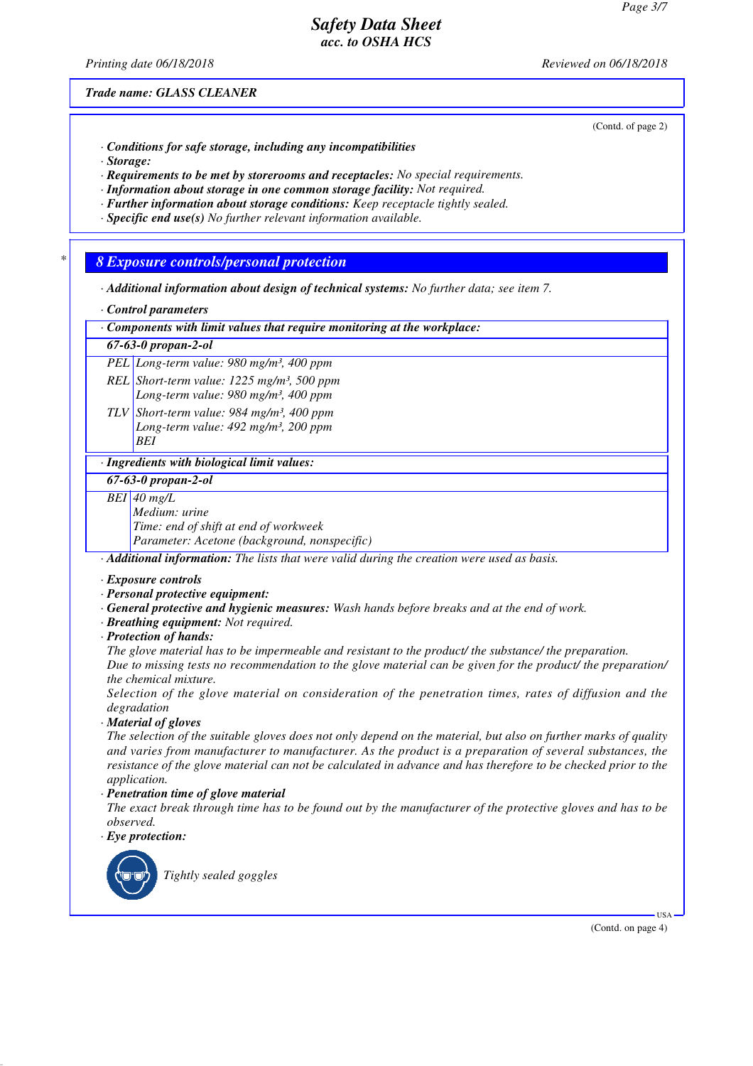Trade name: GLASS CLEANER

(Contd. of page 2)

- **Conditions for safe storage, including any incompatibilities**
- **Storage:**
- **Requirements to be met by storerooms and receptacles:** No special requirements.
- **Information about storage in one common storage facility:** Not required.
- **Further information about storage conditions:** Keep receptacle tightly sealed.
- **Specific end use(s)** No further relevant information available.

## 8 Exposure controls/personal protection

- **Additional information about design of technical systems:** No further data; see item 7.

- **Control parameters**

**Components with limit values that require monitoring at the workplace:**

| **67-63-0 propan-2-ol** | |
|---|---|
| PEL | Long-term value: 980 mg/m³, 400 ppm |
| REL | Short-term value: 1225 mg/m³, 500 ppm<br>Long-term value: 980 mg/m³, 400 ppm |
| TLV | Short-term value: 984 mg/m³, 400 ppm<br>Long-term value: 492 mg/m³, 200 ppm<br>BEI |

**Ingredients with biological limit values:**

| **67-63-0 propan-2-ol** | |
|---|---|
| BEI | 40 mg/L<br>Medium: urine<br>Time: end of shift at end of workweek<br>Parameter: Acetone (background, nonspecific) |

- **Additional information:** The lists that were valid during the creation were used as basis.

- **Exposure controls**
- **Personal protective equipment:**
- **General protective and hygienic measures:** Wash hands before breaks and at the end of work.
- **Breathing equipment:** Not required.
- **Protection of hands:**

  The glove material has to be impermeable and resistant to the product/ the substance/ the preparation.

  Due to missing tests no recommendation to the glove material can be given for the product/ the preparation/ the chemical mixture.

  Selection of the glove material on consideration of the penetration times, rates of diffusion and the degradation
- **Material of gloves**

  The selection of the suitable gloves does not only depend on the material, but also on further marks of quality and varies from manufacturer to manufacturer. As the product is a preparation of several substances, the resistance of the glove material can not be calculated in advance and has therefore to be checked prior to the application.
- **Penetration time of glove material**

  The exact break through time has to be found out by the manufacturer of the protective gloves and has to be observed.
- **Eye protection:**

  Tightly sealed goggles

(Contd. on page 4)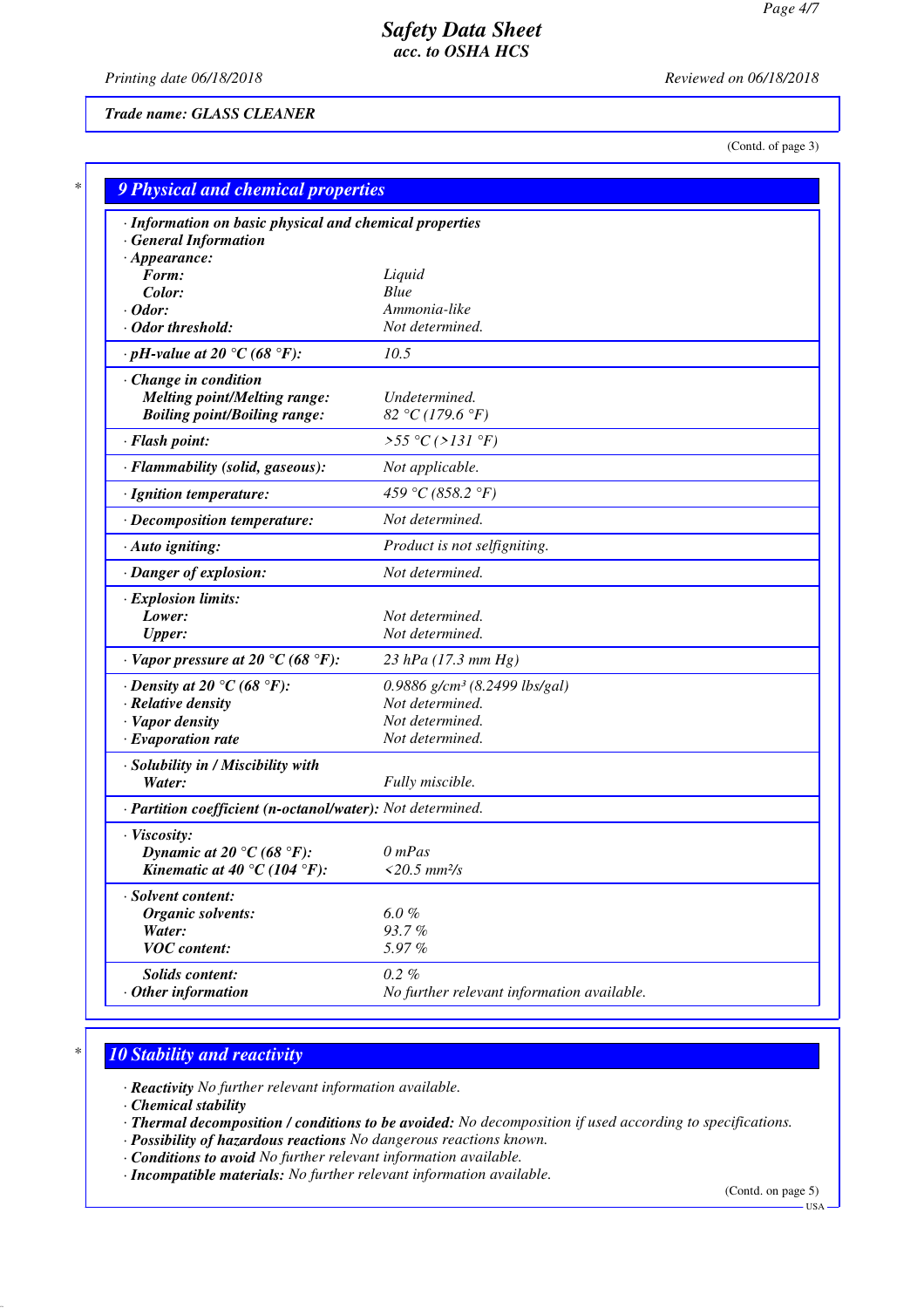Trade name: GLASS CLEANER

(Contd. of page 3)

## 9 Physical and chemical properties

| Property | Value |
|---|---|
| · **Information on basic physical and chemical properties** | |
| · **General Information** | |
| · **Appearance:** | |
| **Form:** | Liquid |
| **Color:** | Blue |
| · **Odor:** | Ammonia-like |
| · **Odor threshold:** | Not determined. |
| · **pH-value at 20 °C (68 °F):** | 10.5 |
| · **Change in condition** | |
| **Melting point/Melting range:** | Undetermined. |
| **Boiling point/Boiling range:** | 82 °C (179.6 °F) |
| · **Flash point:** | >55 °C (>131 °F) |
| · **Flammability (solid, gaseous):** | Not applicable. |
| · **Ignition temperature:** | 459 °C (858.2 °F) |
| · **Decomposition temperature:** | Not determined. |
| · **Auto igniting:** | Product is not selfigniting. |
| · **Danger of explosion:** | Not determined. |
| · **Explosion limits:** | |
| **Lower:** | Not determined. |
| **Upper:** | Not determined. |
| · **Vapor pressure at 20 °C (68 °F):** | 23 hPa (17.3 mm Hg) |
| · **Density at 20 °C (68 °F):** | 0.9886 g/cm³ (8.2499 lbs/gal) |
| · **Relative density** | Not determined. |
| · **Vapor density** | Not determined. |
| · **Evaporation rate** | Not determined. |
| · **Solubility in / Miscibility with** | |
| **Water:** | Fully miscible. |
| · **Partition coefficient (n-octanol/water):** | Not determined. |
| · **Viscosity:** | |
| **Dynamic at 20 °C (68 °F):** | 0 mPas |
| **Kinematic at 40 °C (104 °F):** | <20.5 mm²/s |
| · **Solvent content:** | |
| **Organic solvents:** | 6.0 % |
| **Water:** | 93.7 % |
| **VOC content:** | 5.97 % |
| **Solids content:** | 0.2 % |
| · **Other information** | No further relevant information available. |

## 10 Stability and reactivity

· **Reactivity** No further relevant information available.
· **Chemical stability**
· **Thermal decomposition / conditions to be avoided:** No decomposition if used according to specifications.
· **Possibility of hazardous reactions** No dangerous reactions known.
· **Conditions to avoid** No further relevant information available.
· **Incompatible materials:** No further relevant information available.

(Contd. on page 5)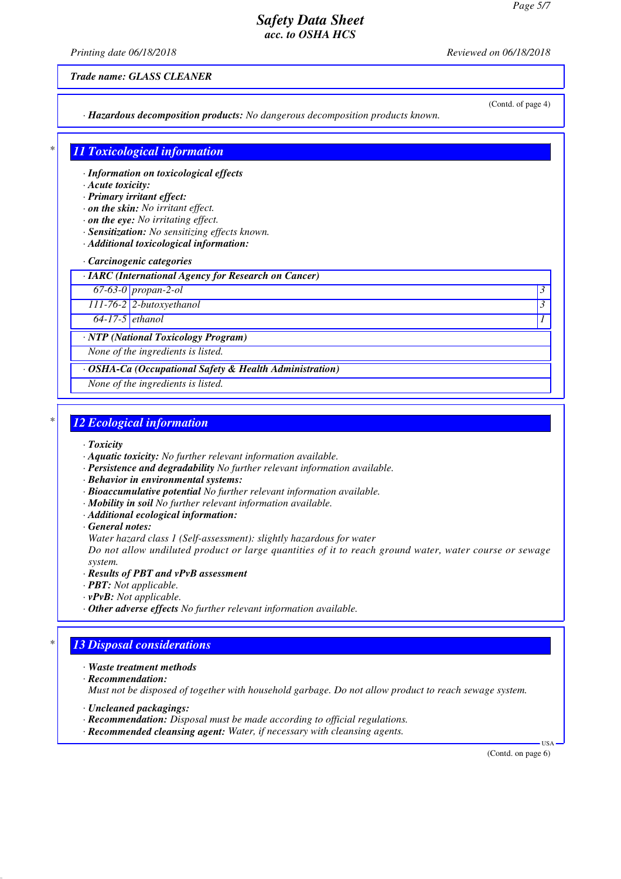*Safety Data Sheet*
*acc. to OSHA HCS*

*Printing date 06/18/2018* *Reviewed on 06/18/2018*

***Trade name: GLASS CLEANER***

(Contd. of page 4)

· ***Hazardous decomposition products:*** *No dangerous decomposition products known.*

## *11 Toxicological information

· ***Information on toxicological effects***
· ***Acute toxicity:***
· ***Primary irritant effect:***
· ***on the skin:*** *No irritant effect.*
· ***on the eye:*** *No irritating effect.*
· ***Sensitization:*** *No sensitizing effects known.*
· ***Additional toxicological information:***

· ***Carcinogenic categories***

· ***IARC (International Agency for Research on Cancer)***

| | | |
|---|---|---|
| 67-63-0 | propan-2-ol | 3 |
| 111-76-2 | 2-butoxyethanol | 3 |
| 64-17-5 | ethanol | 1 |

· ***NTP (National Toxicology Program)***

*None of the ingredients is listed.*

· ***OSHA-Ca (Occupational Safety & Health Administration)***

*None of the ingredients is listed.*

## *12 Ecological information

· ***Toxicity***
· ***Aquatic toxicity:*** *No further relevant information available.*
· ***Persistence and degradability*** *No further relevant information available.*
· ***Behavior in environmental systems:***
· ***Bioaccumulative potential*** *No further relevant information available.*
· ***Mobility in soil*** *No further relevant information available.*
· ***Additional ecological information:***
· ***General notes:***
*Water hazard class 1 (Self-assessment): slightly hazardous for water*
*Do not allow undiluted product or large quantities of it to reach ground water, water course or sewage system.*
· ***Results of PBT and vPvB assessment***
· ***PBT:*** *Not applicable.*
· ***vPvB:*** *Not applicable.*
· ***Other adverse effects*** *No further relevant information available.*

## *13 Disposal considerations

· ***Waste treatment methods***
· ***Recommendation:***
*Must not be disposed of together with household garbage. Do not allow product to reach sewage system.*

· ***Uncleaned packagings:***
· ***Recommendation:*** *Disposal must be made according to official regulations.*
· ***Recommended cleansing agent:*** *Water, if necessary with cleansing agents.*

USA

(Contd. on page 6)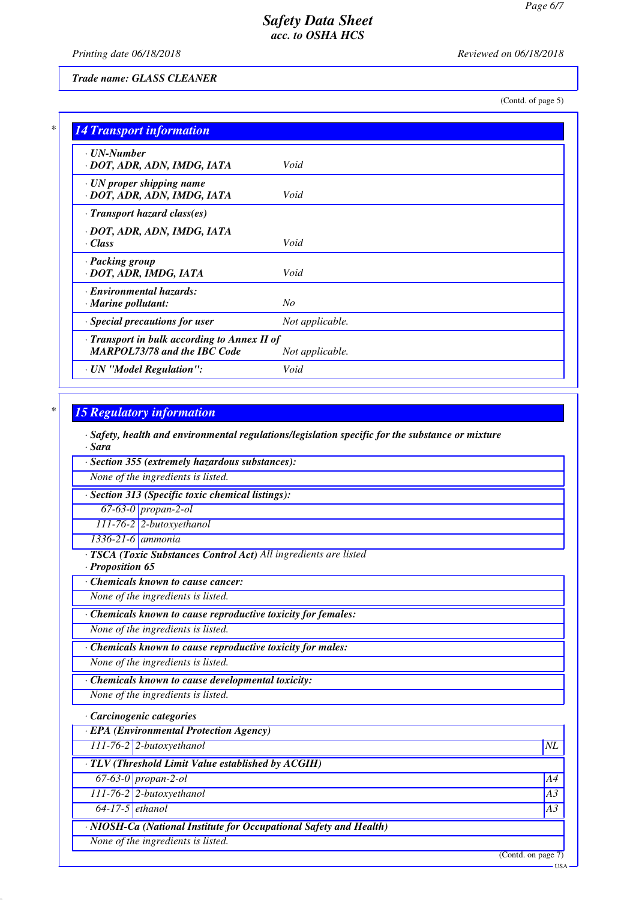Trade name: GLASS CLEANER

(Contd. of page 5)

## 14 Transport information

| | |
|---|---|
| · UN-Number<br>· DOT, ADR, ADN, IMDG, IATA | Void |
| · UN proper shipping name<br>· DOT, ADR, ADN, IMDG, IATA | Void |
| · Transport hazard class(es)<br><br>· DOT, ADR, ADN, IMDG, IATA<br>· Class | Void |
| · Packing group<br>· DOT, ADR, IMDG, IATA | Void |
| · Environmental hazards:<br>· Marine pollutant: | No |
| · Special precautions for user | Not applicable. |
| · Transport in bulk according to Annex II of MARPOL73/78 and the IBC Code | Not applicable. |
| · UN "Model Regulation": | Void |

## 15 Regulatory information

· **Safety, health and environmental regulations/legislation specific for the substance or mixture**
· **Sara**

| · Section 355 (extremely hazardous substances): |
|---|
| None of the ingredients is listed. |

| · Section 313 (Specific toxic chemical listings): | |
|---|---|
| 67-63-0 | propan-2-ol |
| 111-76-2 | 2-butoxyethanol |
| 1336-21-6 | ammonia |

· **TSCA (Toxic Substances Control Act)** All ingredients are listed
· **Proposition 65**

| · Chemicals known to cause cancer: |
|---|
| None of the ingredients is listed. |

| · Chemicals known to cause reproductive toxicity for females: |
|---|
| None of the ingredients is listed. |

| · Chemicals known to cause reproductive toxicity for males: |
|---|
| None of the ingredients is listed. |

| · Chemicals known to cause developmental toxicity: |
|---|
| None of the ingredients is listed. |

· **Carcinogenic categories**

| · EPA (Environmental Protection Agency) | | |
|---|---|---|
| 111-76-2 | 2-butoxyethanol | NL |

| · TLV (Threshold Limit Value established by ACGIH) | | |
|---|---|---|
| 67-63-0 | propan-2-ol | A4 |
| 111-76-2 | 2-butoxyethanol | A3 |
| 64-17-5 | ethanol | A3 |

| · NIOSH-Ca (National Institute for Occupational Safety and Health) |
|---|
| None of the ingredients is listed. |

(Contd. on page 7)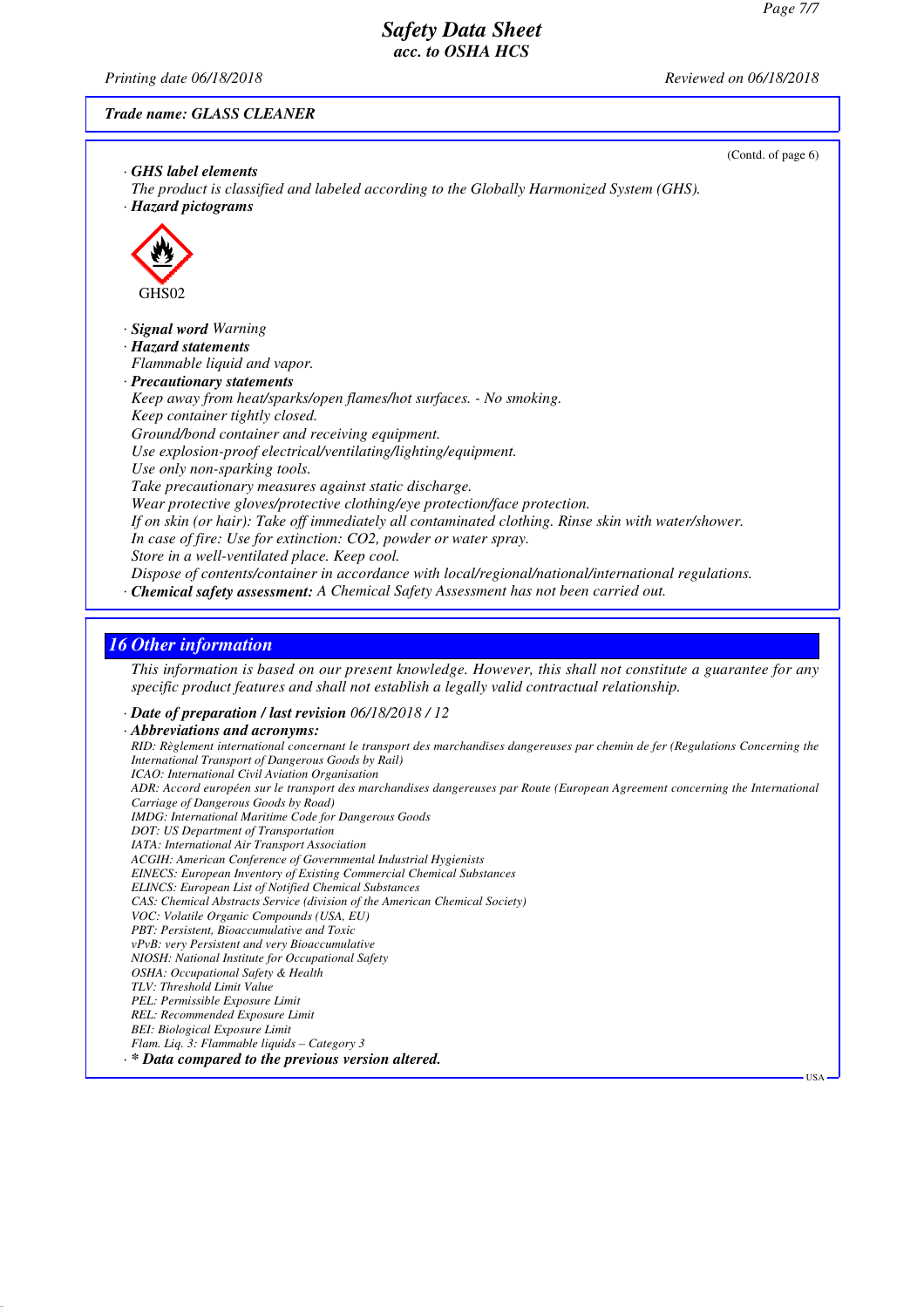**Trade name: GLASS CLEANER**

(Contd. of page 6)

· **GHS label elements**

The product is classified and labeled according to the Globally Harmonized System (GHS).

· **Hazard pictograms**

GHS02

· **Signal word** Warning

· **Hazard statements**

Flammable liquid and vapor.

· **Precautionary statements**

Keep away from heat/sparks/open flames/hot surfaces. - No smoking.
Keep container tightly closed.
Ground/bond container and receiving equipment.
Use explosion-proof electrical/ventilating/lighting/equipment.
Use only non-sparking tools.
Take precautionary measures against static discharge.
Wear protective gloves/protective clothing/eye protection/face protection.
If on skin (or hair): Take off immediately all contaminated clothing. Rinse skin with water/shower.
In case of fire: Use for extinction: $CO_2$, powder or water spray.
Store in a well-ventilated place. Keep cool.
Dispose of contents/container in accordance with local/regional/national/international regulations.

· **Chemical safety assessment:** A Chemical Safety Assessment has not been carried out.

## 16 Other information

This information is based on our present knowledge. However, this shall not constitute a guarantee for any specific product features and shall not establish a legally valid contractual relationship.

· **Date of preparation / last revision** 06/18/2018 / 12

· **Abbreviations and acronyms:**

RID: Règlement international concernant le transport des marchandises dangereuses par chemin de fer (Regulations Concerning the International Transport of Dangerous Goods by Rail)
ICAO: International Civil Aviation Organisation
ADR: Accord européen sur le transport des marchandises dangereuses par Route (European Agreement concerning the International Carriage of Dangerous Goods by Road)
IMDG: International Maritime Code for Dangerous Goods
DOT: US Department of Transportation
IATA: International Air Transport Association
ACGIH: American Conference of Governmental Industrial Hygienists
EINECS: European Inventory of Existing Commercial Chemical Substances
ELINCS: European List of Notified Chemical Substances
CAS: Chemical Abstracts Service (division of the American Chemical Society)
VOC: Volatile Organic Compounds (USA, EU)
PBT: Persistent, Bioaccumulative and Toxic
vPvB: very Persistent and very Bioaccumulative
NIOSH: National Institute for Occupational Safety
OSHA: Occupational Safety & Health
TLV: Threshold Limit Value
PEL: Permissible Exposure Limit
REL: Recommended Exposure Limit
BEI: Biological Exposure Limit
Flam. Liq. 3: Flammable liquids – Category 3

· *** Data compared to the previous version altered.**

USA